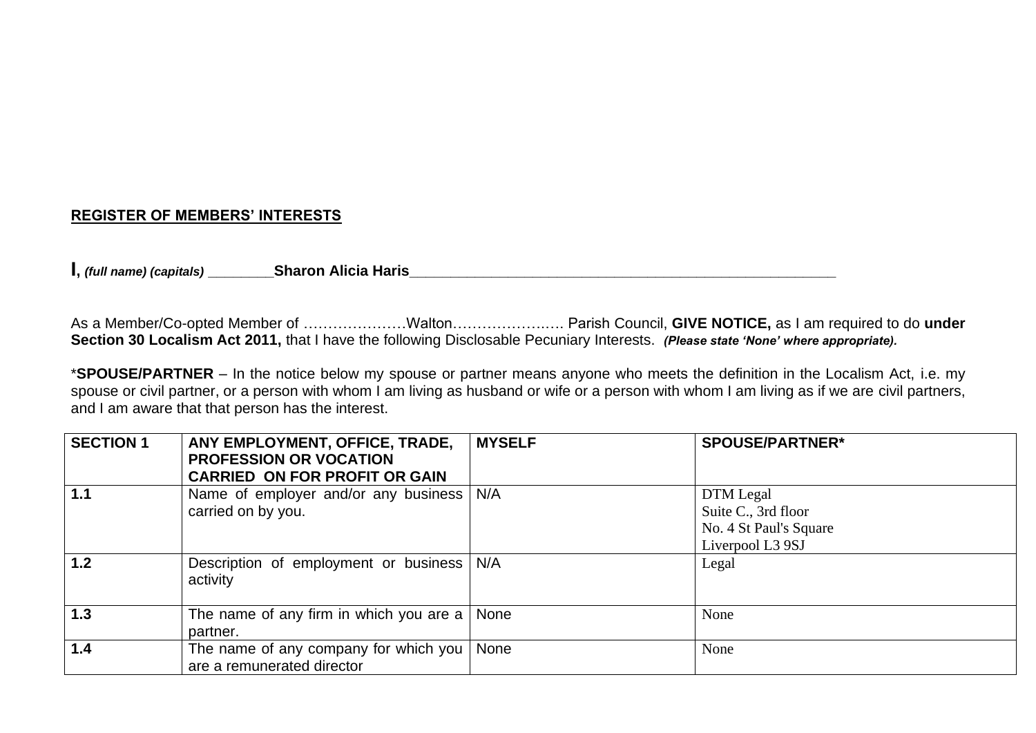**REGISTER OF MEMBERS' INTERESTS**

**I,** ***(full name) (capitals)*** ________**Sharon Alicia Haris**___________________________________________________________

As a Member/Co-opted Member of …………………Walton………………..…. Parish Council, **GIVE NOTICE,** as I am required to do **under Section 30 Localism Act 2011,** that I have the following Disclosable Pecuniary Interests. ***(Please state 'None' where appropriate).***

\***SPOUSE/PARTNER** – In the notice below my spouse or partner means anyone who meets the definition in the Localism Act, i.e. my spouse or civil partner, or a person with whom I am living as husband or wife or a person with whom I am living as if we are civil partners, and I am aware that that person has the interest.

| SECTION 1 | ANY EMPLOYMENT, OFFICE, TRADE, PROFESSION OR VOCATION CARRIED ON FOR PROFIT OR GAIN | MYSELF | SPOUSE/PARTNER* |
|---|---|---|---|
| 1.1 | Name of employer and/or any business carried on by you. | N/A | DTM Legal<br>Suite C., 3rd floor<br>No. 4 St Paul's Square<br>Liverpool L3 9SJ |
| 1.2 | Description of employment or business activity | N/A | Legal |
| 1.3 | The name of any firm in which you are a partner. | None | None |
| 1.4 | The name of any company for which you are a remunerated director | None | None |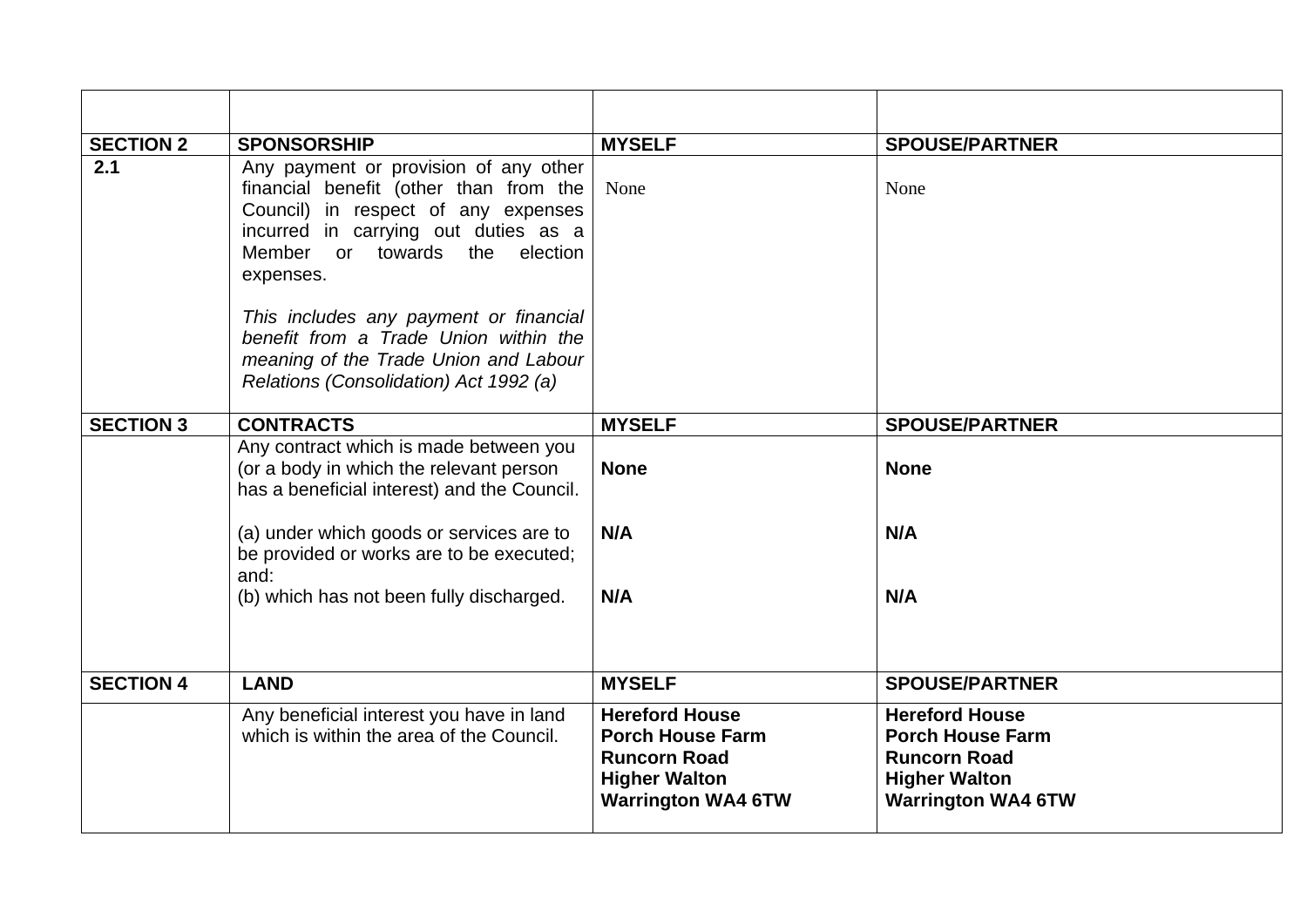| | | | |
|---|---|---|---|
| **SECTION 2** | **SPONSORSHIP** | **MYSELF** | **SPOUSE/PARTNER** |
| **2.1** | Any payment or provision of any other financial benefit (other than from the Council) in respect of any expenses incurred in carrying out duties as a Member or towards the election expenses.<br><br>*This includes any payment or financial benefit from a Trade Union within the meaning of the Trade Union and Labour Relations (Consolidation) Act 1992 (a)* | None | None |
| **SECTION 3** | **CONTRACTS** | **MYSELF** | **SPOUSE/PARTNER** |
| | Any contract which is made between you (or a body in which the relevant person has a beneficial interest) and the Council. | **None** | **None** |
| | (a) under which goods or services are to be provided or works are to be executed; and: | **N/A** | **N/A** |
| | (b) which has not been fully discharged. | **N/A** | **N/A** |
| **SECTION 4** | **LAND** | **MYSELF** | **SPOUSE/PARTNER** |
| | Any beneficial interest you have in land which is within the area of the Council. | **Hereford House<br>Porch House Farm<br>Runcorn Road<br>Higher Walton<br>Warrington WA4 6TW** | **Hereford House<br>Porch House Farm<br>Runcorn Road<br>Higher Walton<br>Warrington WA4 6TW** |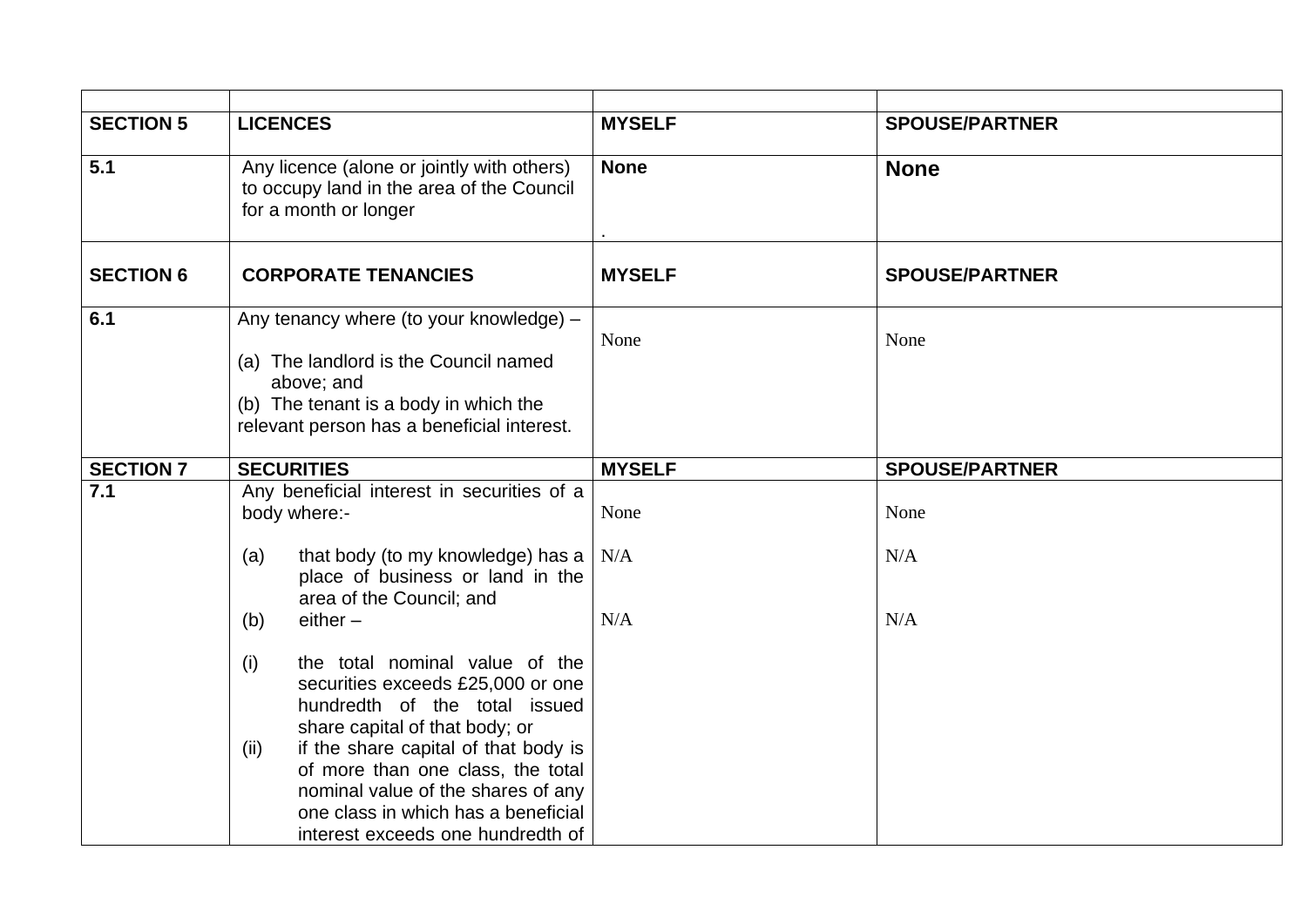| | | | |
|---|---|---|---|
| **SECTION 5** | **LICENCES** | **MYSELF** | **SPOUSE/PARTNER** |
| **5.1** | Any licence (alone or jointly with others) to occupy land in the area of the Council for a month or longer | **None**<br><br>. | **None** |
| **SECTION 6** | **CORPORATE TENANCIES** | **MYSELF** | **SPOUSE/PARTNER** |
| **6.1** | Any tenancy where (to your knowledge) –<br><br>(a) The landlord is the Council named above; and<br>(b) The tenant is a body in which the relevant person has a beneficial interest. | None | None |
| **SECTION 7** | **SECURITIES** | **MYSELF** | **SPOUSE/PARTNER** |
| **7.1** | Any beneficial interest in securities of a body where:-<br><br>(a) that body (to my knowledge) has a place of business or land in the area of the Council; and<br>(b) either –<br><br>(i) the total nominal value of the securities exceeds £25,000 or one hundredth of the total issued share capital of that body; or<br>(ii) if the share capital of that body is of more than one class, the total nominal value of the shares of any one class in which has a beneficial interest exceeds one hundredth of | None<br><br>N/A<br><br>N/A | None<br><br>N/A<br><br>N/A |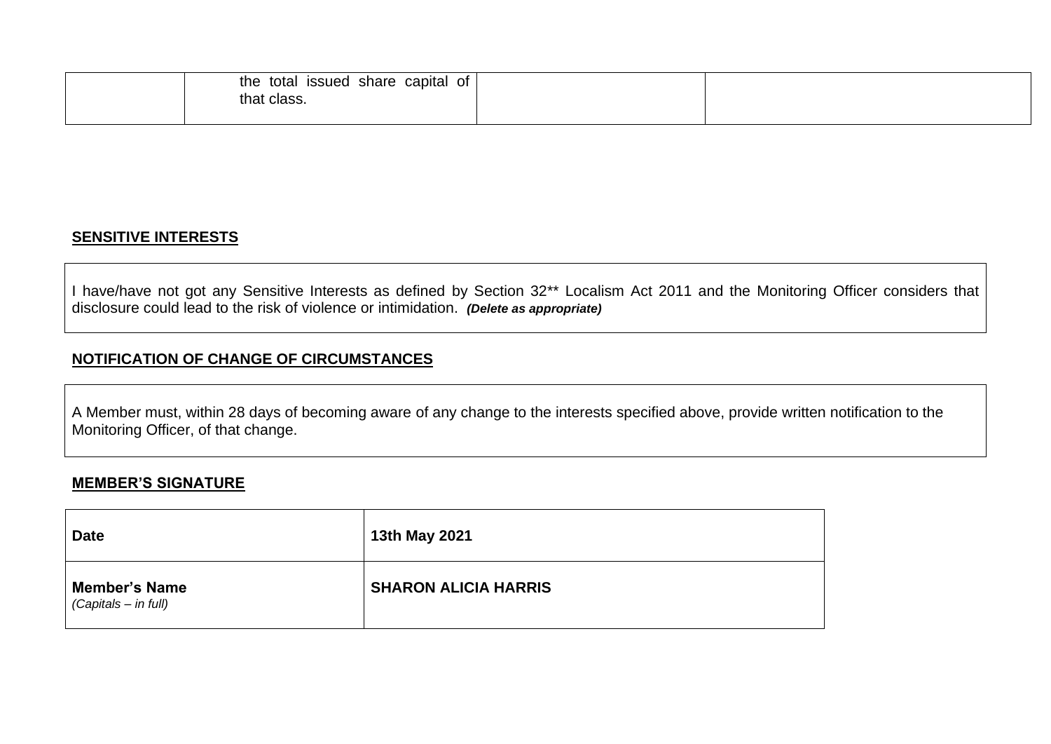|  | the total issued share capital of that class. |  |  |
|---|---|---|---|

**SENSITIVE INTERESTS**

I have/have not got any Sensitive Interests as defined by Section 32** Localism Act 2011 and the Monitoring Officer considers that disclosure could lead to the risk of violence or intimidation. ***(Delete as appropriate)***

**NOTIFICATION OF CHANGE OF CIRCUMSTANCES**

A Member must, within 28 days of becoming aware of any change to the interests specified above, provide written notification to the Monitoring Officer, of that change.

**MEMBER'S SIGNATURE**

| **Date** | **13th May 2021** |
|---|---|
| **Member's Name** *(Capitals – in full)* | **SHARON ALICIA HARRIS** |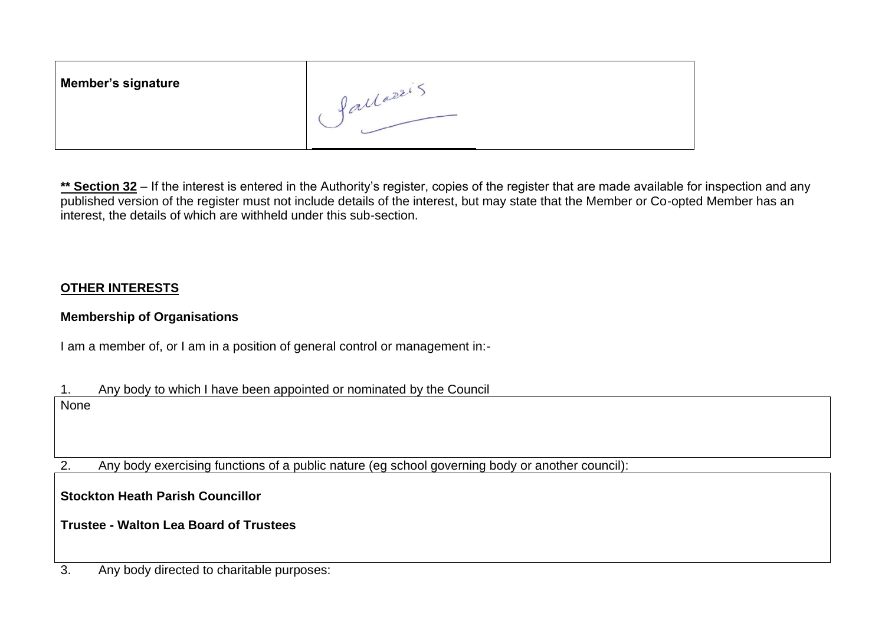| Member's signature | Sallazzis |
| --- | --- |

**** Section 32** – If the interest is entered in the Authority's register, copies of the register that are made available for inspection and any published version of the register must not include details of the interest, but may state that the Member or Co-opted Member has an interest, the details of which are withheld under this sub-section.

## OTHER INTERESTS

### Membership of Organisations

I am a member of, or I am in a position of general control or management in:-

1. Any body to which I have been appointed or nominated by the Council

| None |
| --- |

2. Any body exercising functions of a public nature (eg school governing body or another council):

| **Stockton Heath Parish Councillor**<br><br>**Trustee - Walton Lea Board of Trustees** |
| --- |

3. Any body directed to charitable purposes: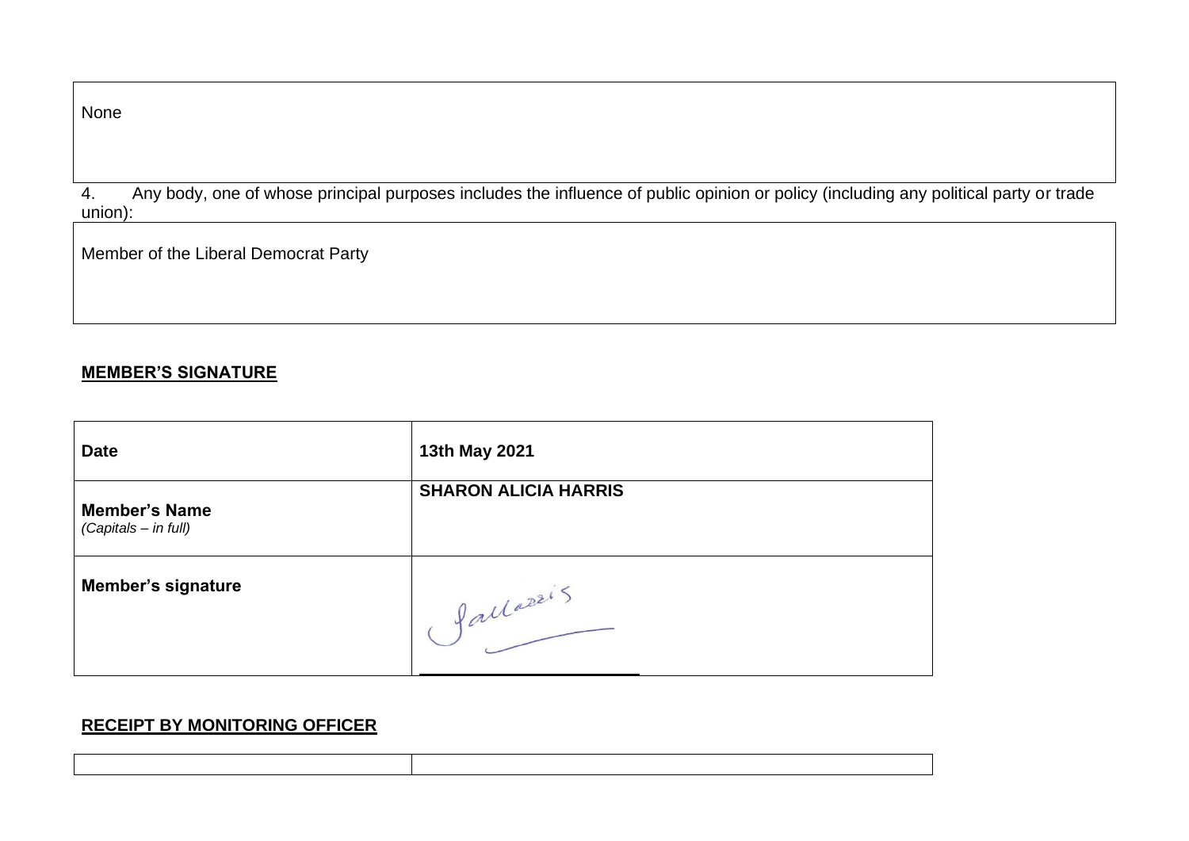| None |
|---|

4. Any body, one of whose principal purposes includes the influence of public opinion or policy (including any political party or trade union):

| Member of the Liberal Democrat Party |
|---|

**MEMBER'S SIGNATURE**

| **Date** | **13th May 2021** |
|---|---|
| **Member's Name** *(Capitals – in full)* | **SHARON ALICIA HARRIS** |
| **Member's signature** | SHarris |

**RECEIPT BY MONITORING OFFICER**

| | |
|---|---|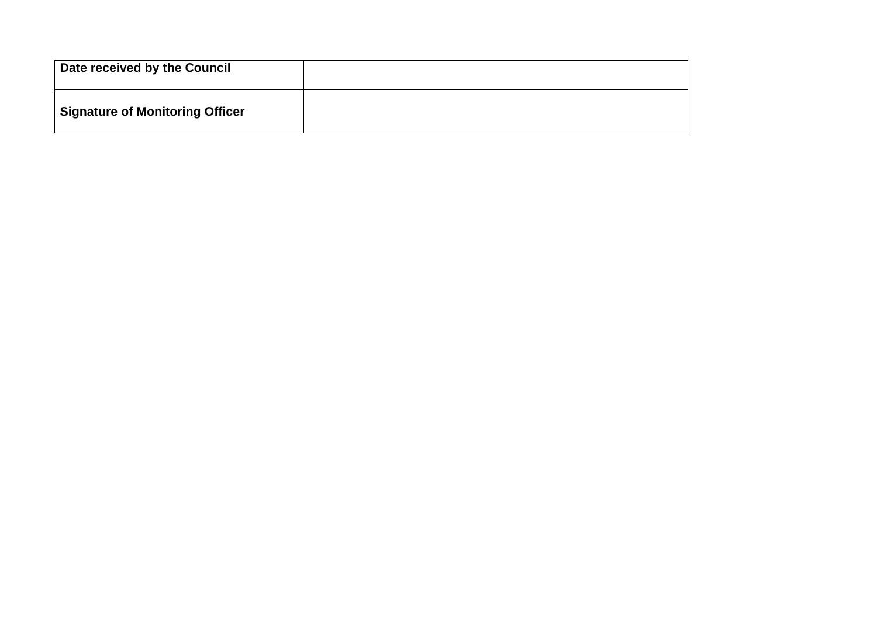| | |
|---|---|
| **Date received by the Council** | |
| **Signature of Monitoring Officer** | |